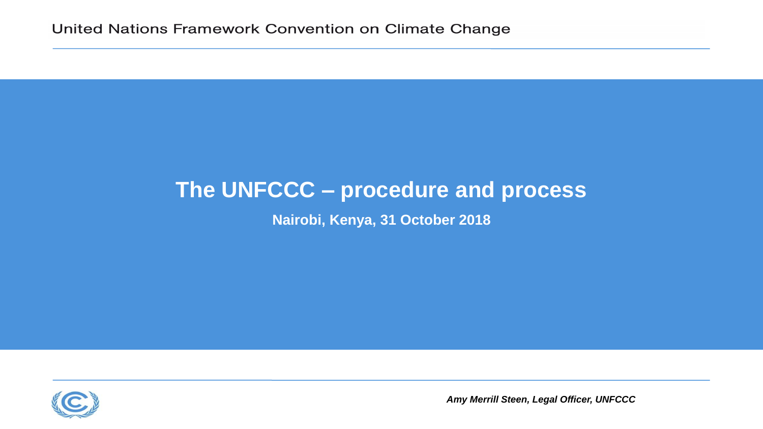United Nations Framework Convention on Climate Change

# The UNFCCC – procedure and process

**Nairobi, Kenya, 31 October 2018**

***Amy Merrill Steen, Legal Officer, UNFCCC***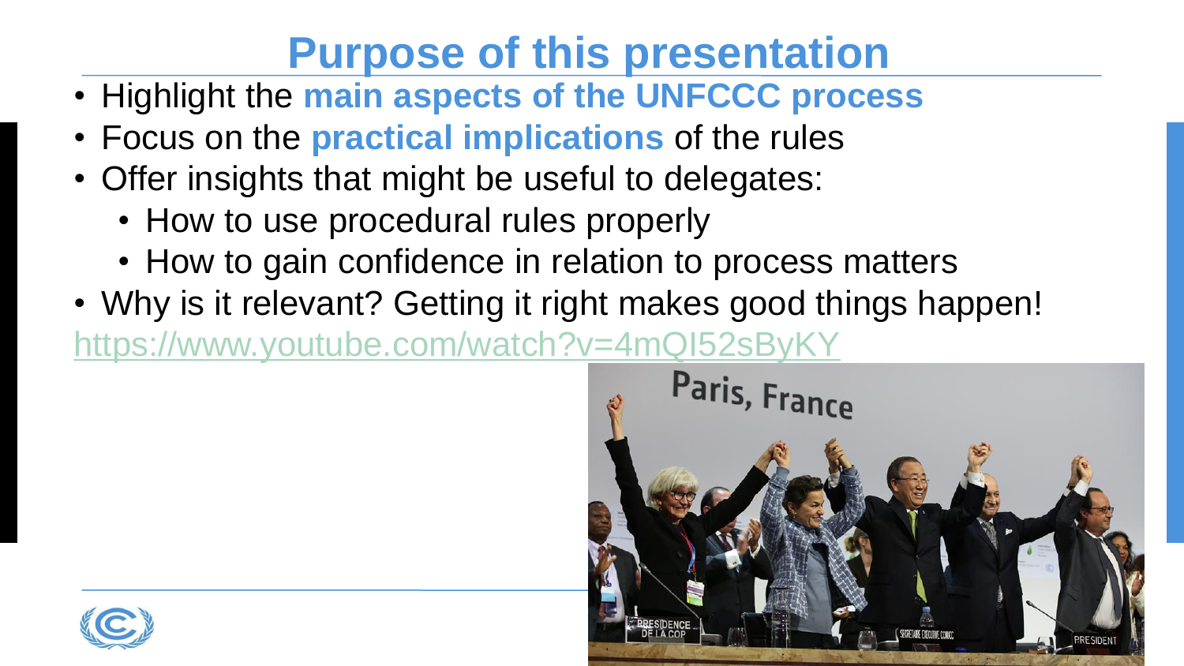# Purpose of this presentation

- Highlight the **main aspects of the UNFCCC process**
- Focus on the **practical implications** of the rules
- Offer insights that might be useful to delegates:
  - How to use procedural rules properly
  - How to gain confidence in relation to process matters
- Why is it relevant? Getting it right makes good things happen!

https://www.youtube.com/watch?v=4mQI52sByKY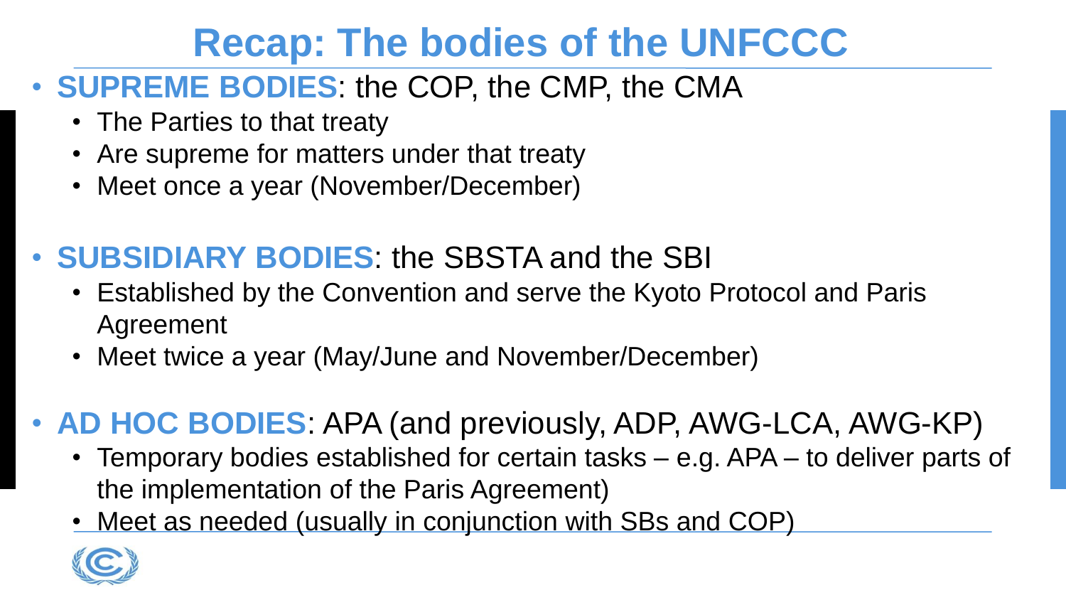# Recap: The bodies of the UNFCCC

- **SUPREME BODIES**: the COP, the CMP, the CMA
  - The Parties to that treaty
  - Are supreme for matters under that treaty
  - Meet once a year (November/December)

- **SUBSIDIARY BODIES**: the SBSTA and the SBI
  - Established by the Convention and serve the Kyoto Protocol and Paris Agreement
  - Meet twice a year (May/June and November/December)

- **AD HOC BODIES**: APA (and previously, ADP, AWG-LCA, AWG-KP)
  - Temporary bodies established for certain tasks – e.g. APA – to deliver parts of the implementation of the Paris Agreement)
  - Meet as needed (usually in conjunction with SBs and COP)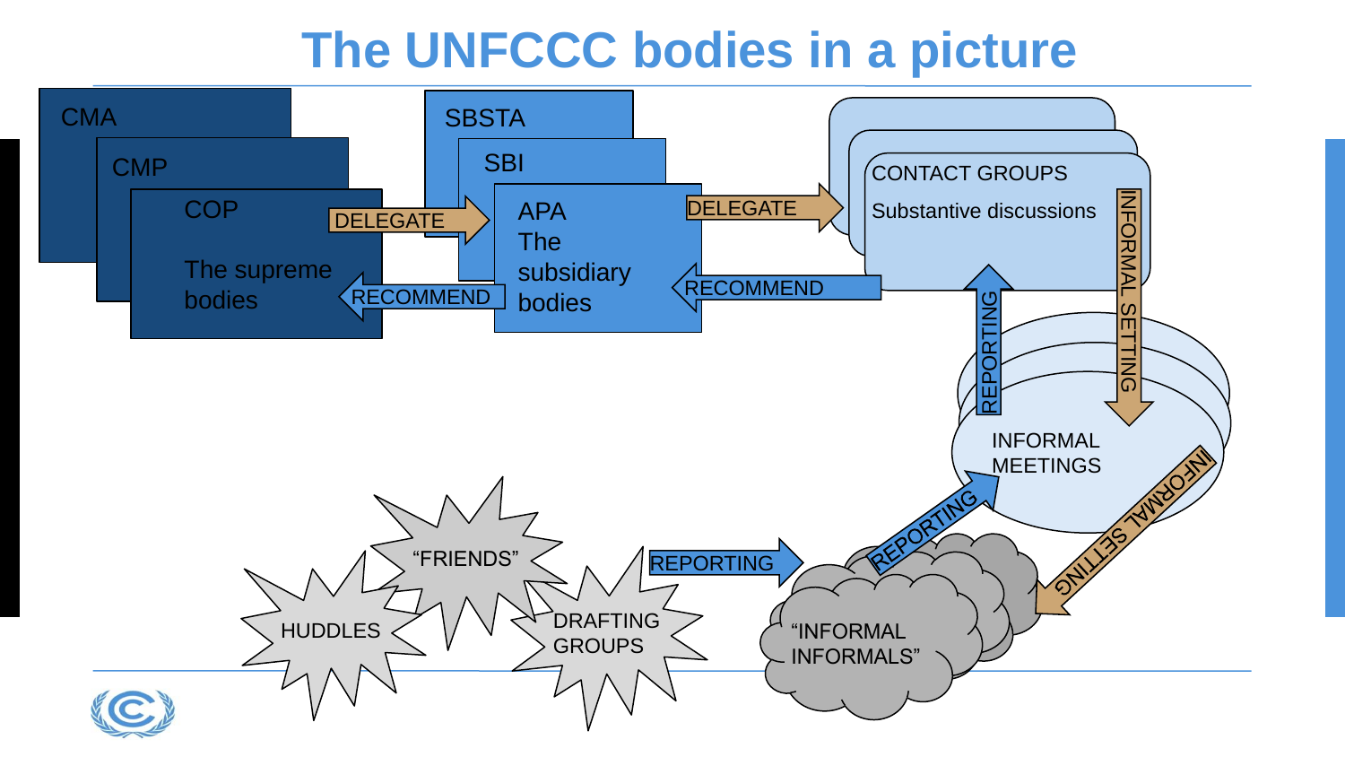# The UNFCCC bodies in a picture

CMA

CMP

COP

The supreme bodies

DELEGATE

RECOMMEND

SBSTA

SBI

APA

The subsidiary bodies

DELEGATE

RECOMMEND

CONTACT GROUPS

Substantive discussions

INFORMAL SETTING

REPORTING

INFORMAL MEETINGS

INFORMAL SETTING

REPORTING

"INFORMAL INFORMALS"

REPORTING

"FRIENDS"

HUDDLES

DRAFTING GROUPS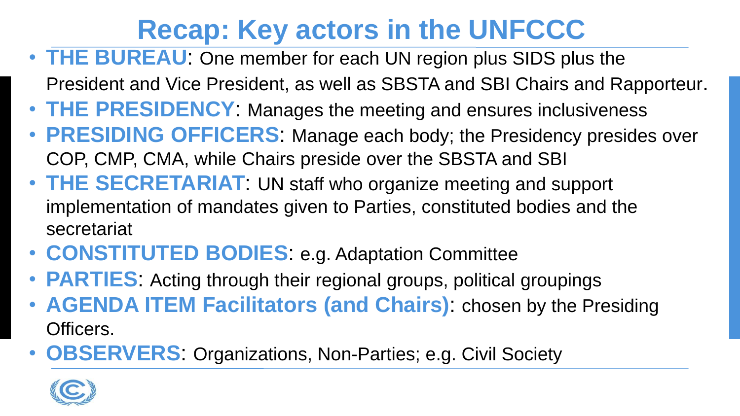# Recap: Key actors in the UNFCCC

- **THE BUREAU**: One member for each UN region plus SIDS plus the President and Vice President, as well as SBSTA and SBI Chairs and Rapporteur.
- **THE PRESIDENCY**: Manages the meeting and ensures inclusiveness
- **PRESIDING OFFICERS**: Manage each body; the Presidency presides over COP, CMP, CMA, while Chairs preside over the SBSTA and SBI
- **THE SECRETARIAT**: UN staff who organize meeting and support implementation of mandates given to Parties, constituted bodies and the secretariat
- **CONSTITUTED BODIES**: e.g. Adaptation Committee
- **PARTIES**: Acting through their regional groups, political groupings
- **AGENDA ITEM Facilitators (and Chairs)**: chosen by the Presiding Officers.
- **OBSERVERS**: Organizations, Non-Parties; e.g. Civil Society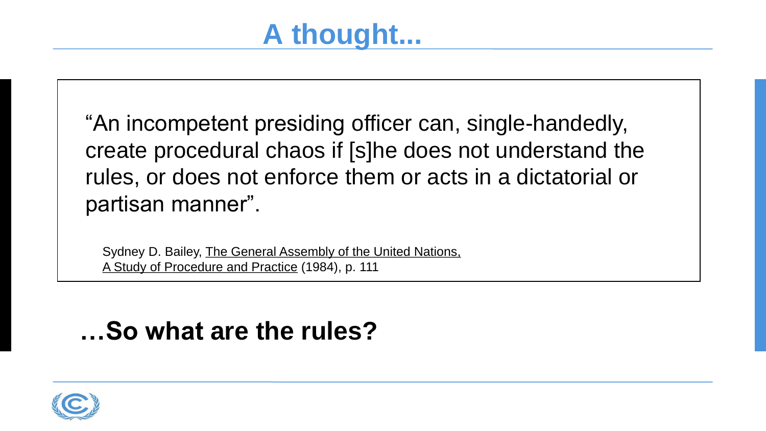# A thought...

> "An incompetent presiding officer can, single-handedly, create procedural chaos if [s]he does not understand the rules, or does not enforce them or acts in a dictatorial or partisan manner".
>
> Sydney D. Bailey, The General Assembly of the United Nations, A Study of Procedure and Practice (1984), p. 111

**…So what are the rules?**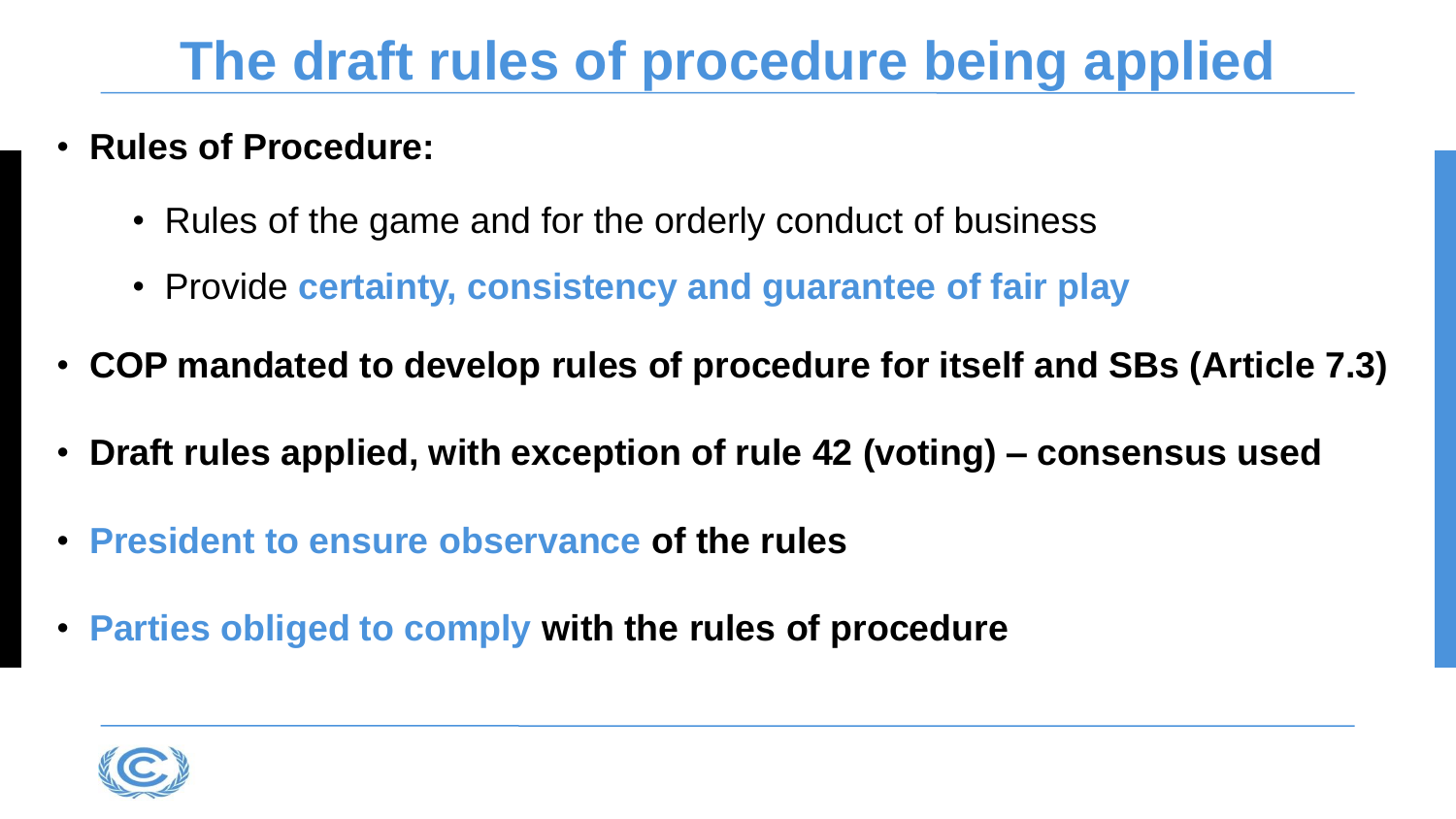# The draft rules of procedure being applied

- **Rules of Procedure:**
  - Rules of the game and for the orderly conduct of business
  - Provide **certainty, consistency and guarantee of fair play**
- **COP mandated to develop rules of procedure for itself and SBs (Article 7.3)**
- **Draft rules applied, with exception of rule 42 (voting) – consensus used**
- **President to ensure observance of the rules**
- **Parties obliged to comply with the rules of procedure**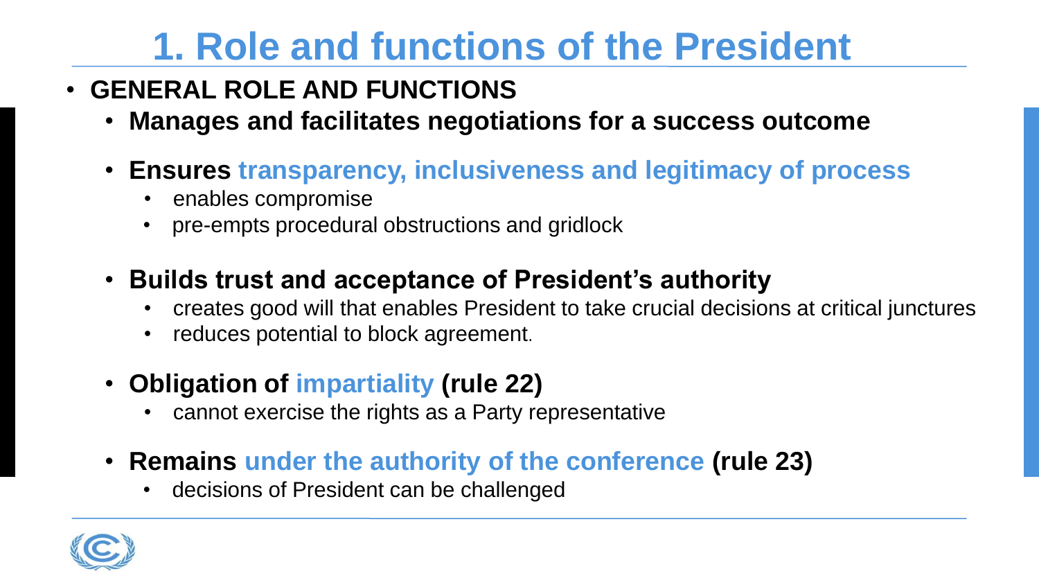# 1. Role and functions of the President

- **GENERAL ROLE AND FUNCTIONS**
  - **Manages and facilitates negotiations for a success outcome**
  - **Ensures transparency, inclusiveness and legitimacy of process**
    - enables compromise
    - pre-empts procedural obstructions and gridlock
  - **Builds trust and acceptance of President's authority**
    - creates good will that enables President to take crucial decisions at critical junctures
    - reduces potential to block agreement.
  - **Obligation of impartiality (rule 22)**
    - cannot exercise the rights as a Party representative
  - **Remains under the authority of the conference (rule 23)**
    - decisions of President can be challenged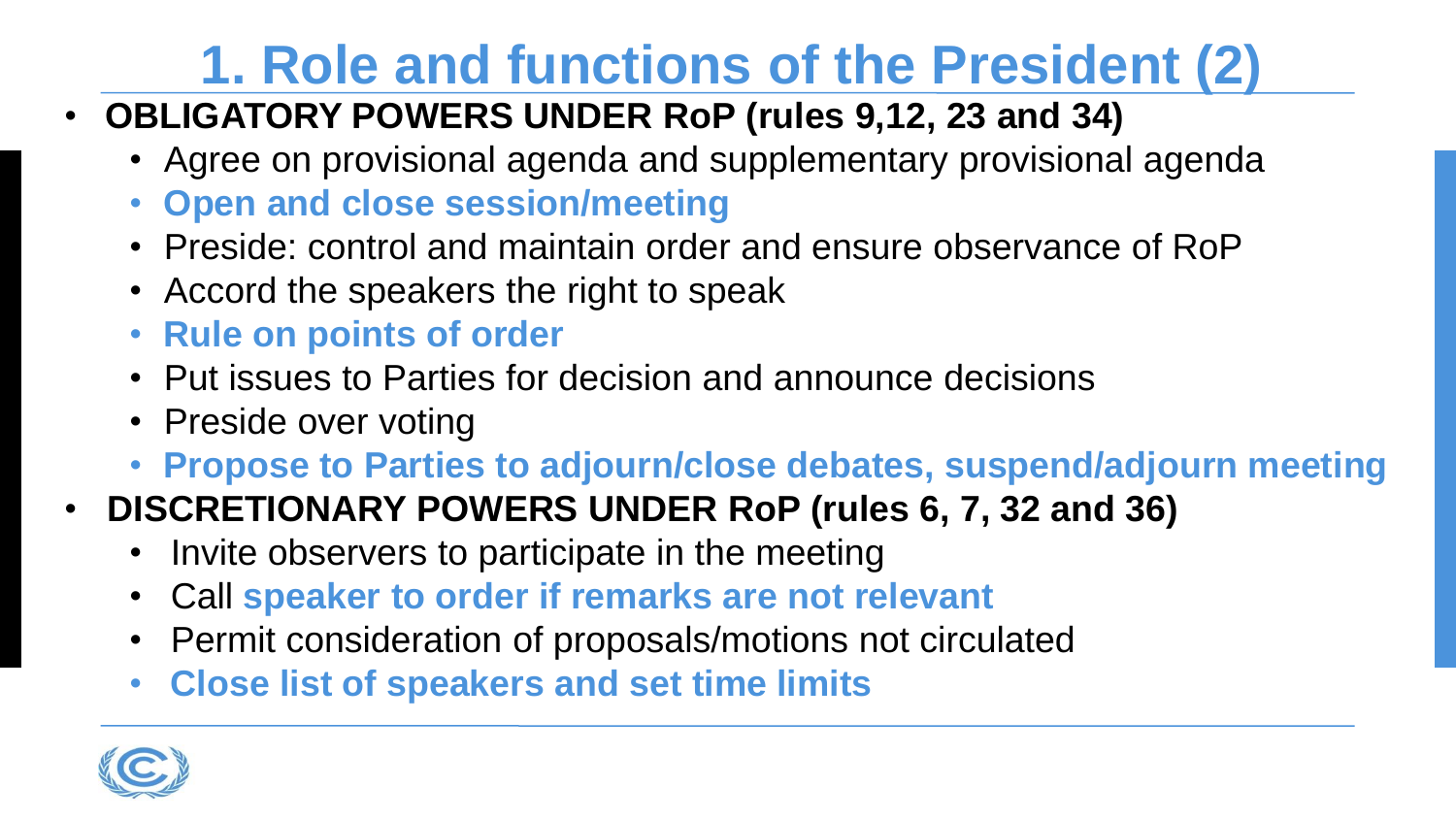# 1. Role and functions of the President (2)

- **OBLIGATORY POWERS UNDER RoP (rules 9,12, 23 and 34)**
  - Agree on provisional agenda and supplementary provisional agenda
  - **Open and close session/meeting**
  - Preside: control and maintain order and ensure observance of RoP
  - Accord the speakers the right to speak
  - **Rule on points of order**
  - Put issues to Parties for decision and announce decisions
  - Preside over voting
  - **Propose to Parties to adjourn/close debates, suspend/adjourn meeting**
- **DISCRETIONARY POWERS UNDER RoP (rules 6, 7, 32 and 36)**
  - Invite observers to participate in the meeting
  - Call **speaker to order if remarks are not relevant**
  - Permit consideration of proposals/motions not circulated
  - **Close list of speakers and set time limits**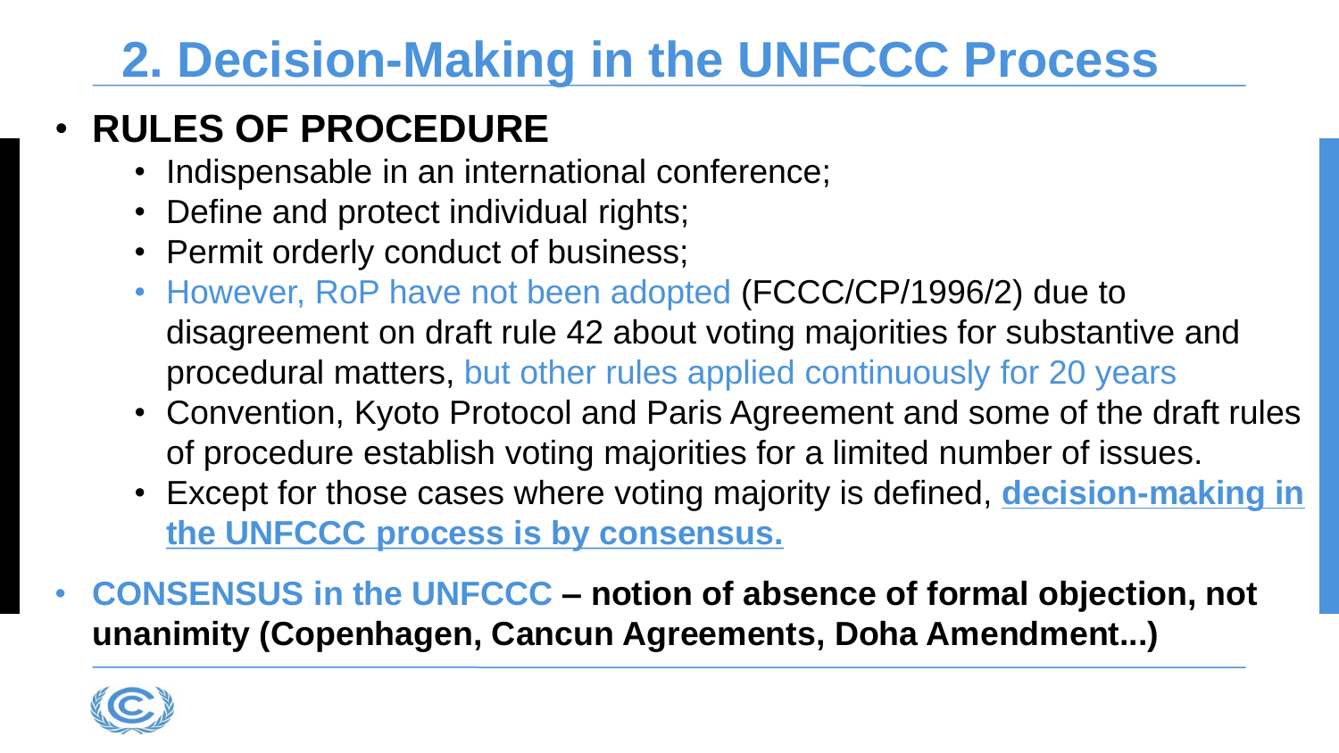# 2. Decision-Making in the UNFCCC Process

- **RULES OF PROCEDURE**
  - Indispensable in an international conference;
  - Define and protect individual rights;
  - Permit orderly conduct of business;
  - However, RoP have not been adopted (FCCC/CP/1996/2) due to disagreement on draft rule 42 about voting majorities for substantive and procedural matters, but other rules applied continuously for 20 years
  - Convention, Kyoto Protocol and Paris Agreement and some of the draft rules of procedure establish voting majorities for a limited number of issues.
  - Except for those cases where voting majority is defined, **decision-making in the UNFCCC process is by consensus.**
- **CONSENSUS in the UNFCCC – notion of absence of formal objection, not unanimity (Copenhagen, Cancun Agreements, Doha Amendment...)**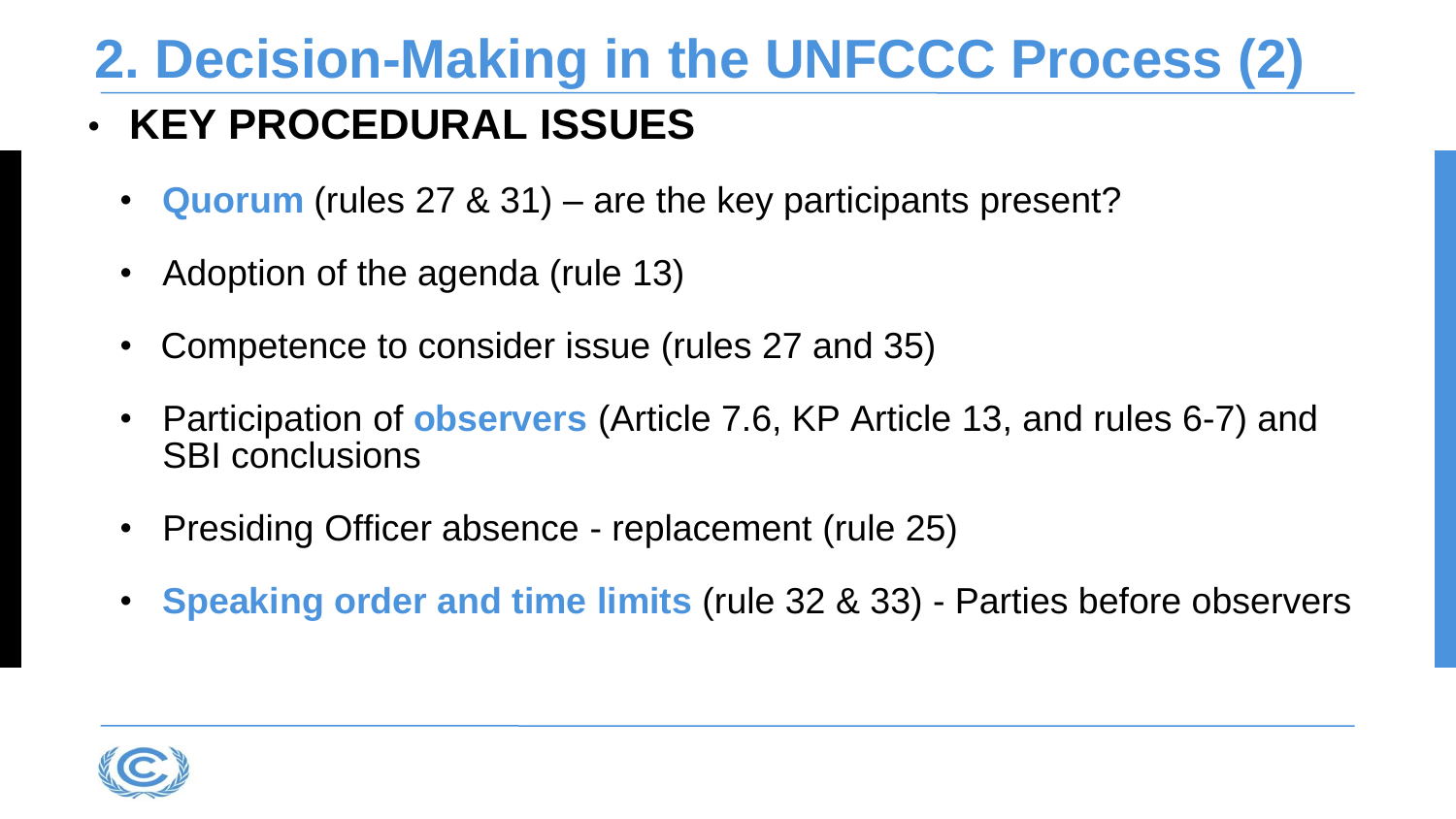# 2. Decision-Making in the UNFCCC Process (2)

- **KEY PROCEDURAL ISSUES**
  - **Quorum** (rules 27 & 31) – are the key participants present?
  - Adoption of the agenda (rule 13)
  - Competence to consider issue (rules 27 and 35)
  - Participation of **observers** (Article 7.6, KP Article 13, and rules 6-7) and SBI conclusions
  - Presiding Officer absence - replacement (rule 25)
  - **Speaking order and time limits** (rule 32 & 33) - Parties before observers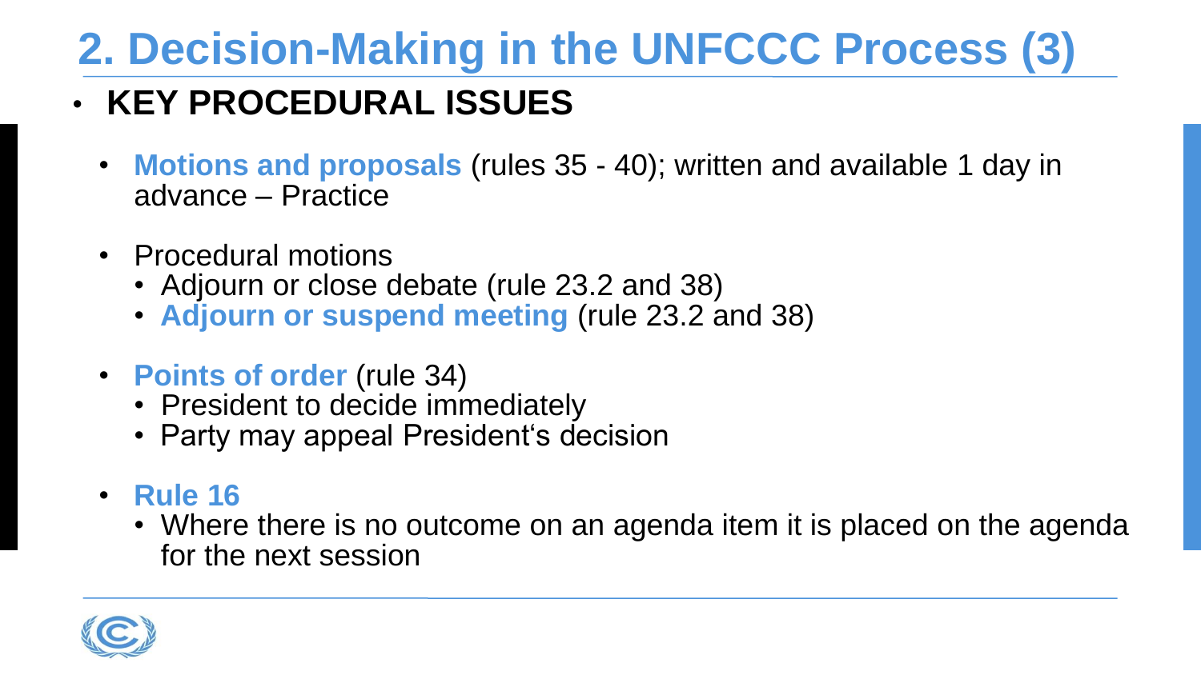# 2. Decision-Making in the UNFCCC Process (3)

- **KEY PROCEDURAL ISSUES**
  - **Motions and proposals** (rules 35 - 40); written and available 1 day in advance – Practice
  - Procedural motions
    - Adjourn or close debate (rule 23.2 and 38)
    - **Adjourn or suspend meeting** (rule 23.2 and 38)
  - **Points of order** (rule 34)
    - President to decide immediately
    - Party may appeal President's decision
  - **Rule 16**
    - Where there is no outcome on an agenda item it is placed on the agenda for the next session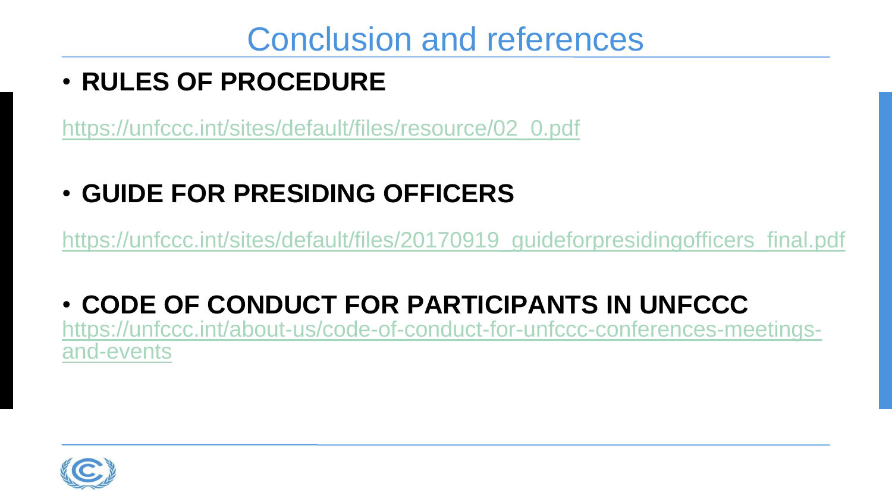# Conclusion and references

- **RULES OF PROCEDURE**

https://unfccc.int/sites/default/files/resource/02_0.pdf

- **GUIDE FOR PRESIDING OFFICERS**

https://unfccc.int/sites/default/files/20170919_guideforpresidingofficers_final.pdf

- **CODE OF CONDUCT FOR PARTICIPANTS IN UNFCCC**

https://unfccc.int/about-us/code-of-conduct-for-unfccc-conferences-meetings-and-events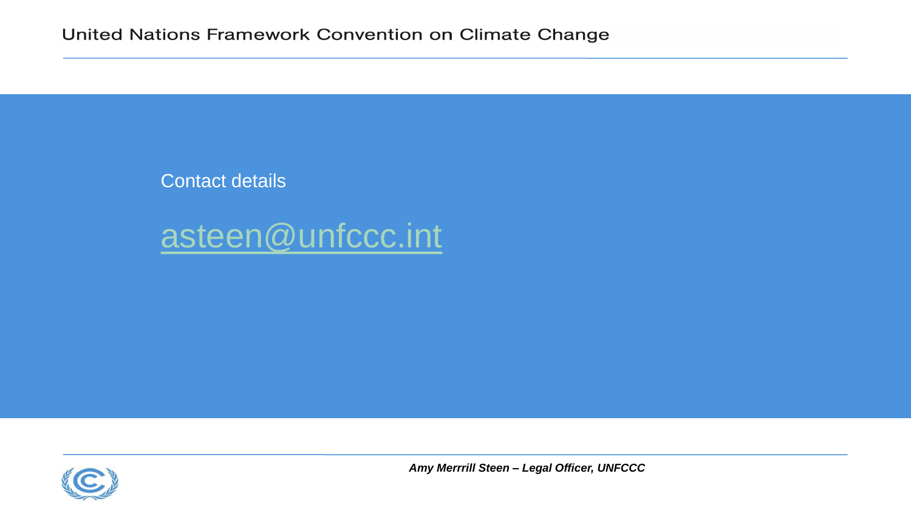Contact details

asteen@unfccc.int